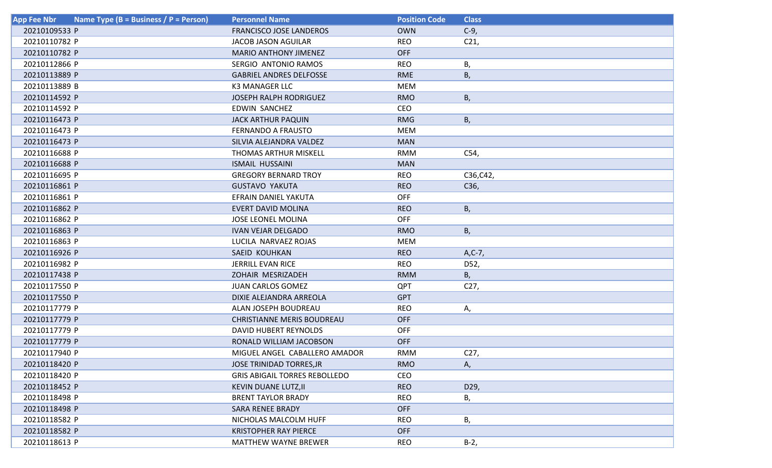| App Fee Nbr | Name Type (B = Business / P = Person) | Personnel Name | Position Code | Class |
|---|---|---|---|---|
| 20210109533 | P | FRANCISCO JOSE LANDEROS | OWN | C-9, |
| 20210110782 | P | JACOB JASON AGUILAR | REO | C21, |
| 20210110782 | P | MARIO ANTHONY JIMENEZ | OFF | |
| 20210112866 | P | SERGIO  ANTONIO RAMOS | REO | B, |
| 20210113889 | P | GABRIEL ANDRES DELFOSSE | RME | B, |
| 20210113889 | B | K3 MANAGER LLC | MEM | |
| 20210114592 | P | JOSEPH RALPH RODRIGUEZ | RMO | B, |
| 20210114592 | P | EDWIN  SANCHEZ | CEO | |
| 20210116473 | P | JACK ARTHUR PAQUIN | RMG | B, |
| 20210116473 | P | FERNANDO A FRAUSTO | MEM | |
| 20210116473 | P | SILVIA ALEJANDRA VALDEZ | MAN | |
| 20210116688 | P | THOMAS ARTHUR MISKELL | RMM | C54, |
| 20210116688 | P | ISMAIL  HUSSAINI | MAN | |
| 20210116695 | P | GREGORY BERNARD TROY | REO | C36,C42, |
| 20210116861 | P | GUSTAVO  YAKUTA | REO | C36, |
| 20210116861 | P | EFRAIN DANIEL YAKUTA | OFF | |
| 20210116862 | P | EVERT DAVID MOLINA | REO | B, |
| 20210116862 | P | JOSE LEONEL MOLINA | OFF | |
| 20210116863 | P | IVAN VEJAR DELGADO | RMO | B, |
| 20210116863 | P | LUCILA  NARVAEZ ROJAS | MEM | |
| 20210116926 | P | SAEID  KOUHKAN | REO | A,C-7, |
| 20210116982 | P | JERRILL EVAN RICE | REO | D52, |
| 20210117438 | P | ZOHAIR  MESRIZADEH | RMM | B, |
| 20210117550 | P | JUAN CARLOS GOMEZ | QPT | C27, |
| 20210117550 | P | DIXIE ALEJANDRA ARREOLA | GPT | |
| 20210117779 | P | ALAN JOSEPH BOUDREAU | REO | A, |
| 20210117779 | P | CHRISTIANNE MERIS BOUDREAU | OFF | |
| 20210117779 | P | DAVID HUBERT REYNOLDS | OFF | |
| 20210117779 | P | RONALD WILLIAM JACOBSON | OFF | |
| 20210117940 | P | MIGUEL ANGEL  CABALLERO AMADOR | RMM | C27, |
| 20210118420 | P | JOSE TRINIDAD TORRES,JR | RMO | A, |
| 20210118420 | P | GRIS ABIGAIL TORRES REBOLLEDO | CEO | |
| 20210118452 | P | KEVIN DUANE LUTZ,II | REO | D29, |
| 20210118498 | P | BRENT TAYLOR BRADY | REO | B, |
| 20210118498 | P | SARA RENEE BRADY | OFF | |
| 20210118582 | P | NICHOLAS MALCOLM HUFF | REO | B, |
| 20210118582 | P | KRISTOPHER RAY PIERCE | OFF | |
| 20210118613 | P | MATTHEW WAYNE BREWER | REO | B-2, |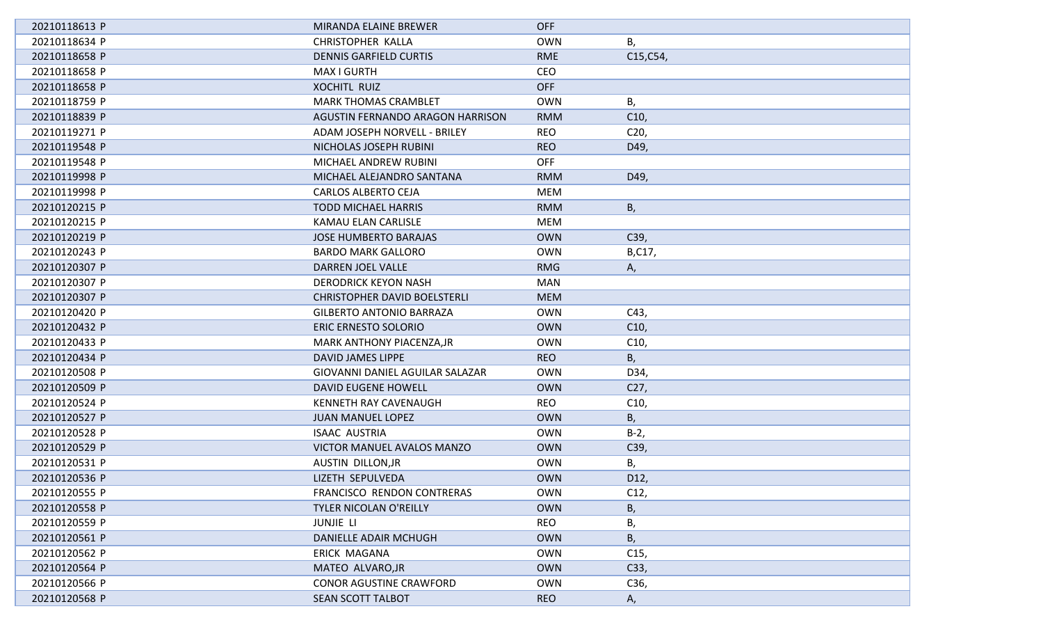| | | | |
|---|---|---|---|
| 20210118613 P | MIRANDA ELAINE BREWER | OFF | |
| 20210118634 P | CHRISTOPHER KALLA | OWN | B, |
| 20210118658 P | DENNIS GARFIELD CURTIS | RME | C15,C54, |
| 20210118658 P | MAX I GURTH | CEO | |
| 20210118658 P | XOCHITL RUIZ | OFF | |
| 20210118759 P | MARK THOMAS CRAMBLET | OWN | B, |
| 20210118839 P | AGUSTIN FERNANDO ARAGON HARRISON | RMM | C10, |
| 20210119271 P | ADAM JOSEPH NORVELL - BRILEY | REO | C20, |
| 20210119548 P | NICHOLAS JOSEPH RUBINI | REO | D49, |
| 20210119548 P | MICHAEL ANDREW RUBINI | OFF | |
| 20210119998 P | MICHAEL ALEJANDRO SANTANA | RMM | D49, |
| 20210119998 P | CARLOS ALBERTO CEJA | MEM | |
| 20210120215 P | TODD MICHAEL HARRIS | RMM | B, |
| 20210120215 P | KAMAU ELAN CARLISLE | MEM | |
| 20210120219 P | JOSE HUMBERTO BARAJAS | OWN | C39, |
| 20210120243 P | BARDO MARK GALLORO | OWN | B,C17, |
| 20210120307 P | DARREN JOEL VALLE | RMG | A, |
| 20210120307 P | DERODRICK KEYON NASH | MAN | |
| 20210120307 P | CHRISTOPHER DAVID BOELSTERLI | MEM | |
| 20210120420 P | GILBERTO ANTONIO BARRAZA | OWN | C43, |
| 20210120432 P | ERIC ERNESTO SOLORIO | OWN | C10, |
| 20210120433 P | MARK ANTHONY PIACENZA,JR | OWN | C10, |
| 20210120434 P | DAVID JAMES LIPPE | REO | B, |
| 20210120508 P | GIOVANNI DANIEL AGUILAR SALAZAR | OWN | D34, |
| 20210120509 P | DAVID EUGENE HOWELL | OWN | C27, |
| 20210120524 P | KENNETH RAY CAVENAUGH | REO | C10, |
| 20210120527 P | JUAN MANUEL LOPEZ | OWN | B, |
| 20210120528 P | ISAAC AUSTRIA | OWN | B-2, |
| 20210120529 P | VICTOR MANUEL AVALOS MANZO | OWN | C39, |
| 20210120531 P | AUSTIN DILLON,JR | OWN | B, |
| 20210120536 P | LIZETH SEPULVEDA | OWN | D12, |
| 20210120555 P | FRANCISCO RENDON CONTRERAS | OWN | C12, |
| 20210120558 P | TYLER NICOLAN O'REILLY | OWN | B, |
| 20210120559 P | JUNJIE LI | REO | B, |
| 20210120561 P | DANIELLE ADAIR MCHUGH | OWN | B, |
| 20210120562 P | ERICK MAGANA | OWN | C15, |
| 20210120564 P | MATEO ALVARO,JR | OWN | C33, |
| 20210120566 P | CONOR AGUSTINE CRAWFORD | OWN | C36, |
| 20210120568 P | SEAN SCOTT TALBOT | REO | A, |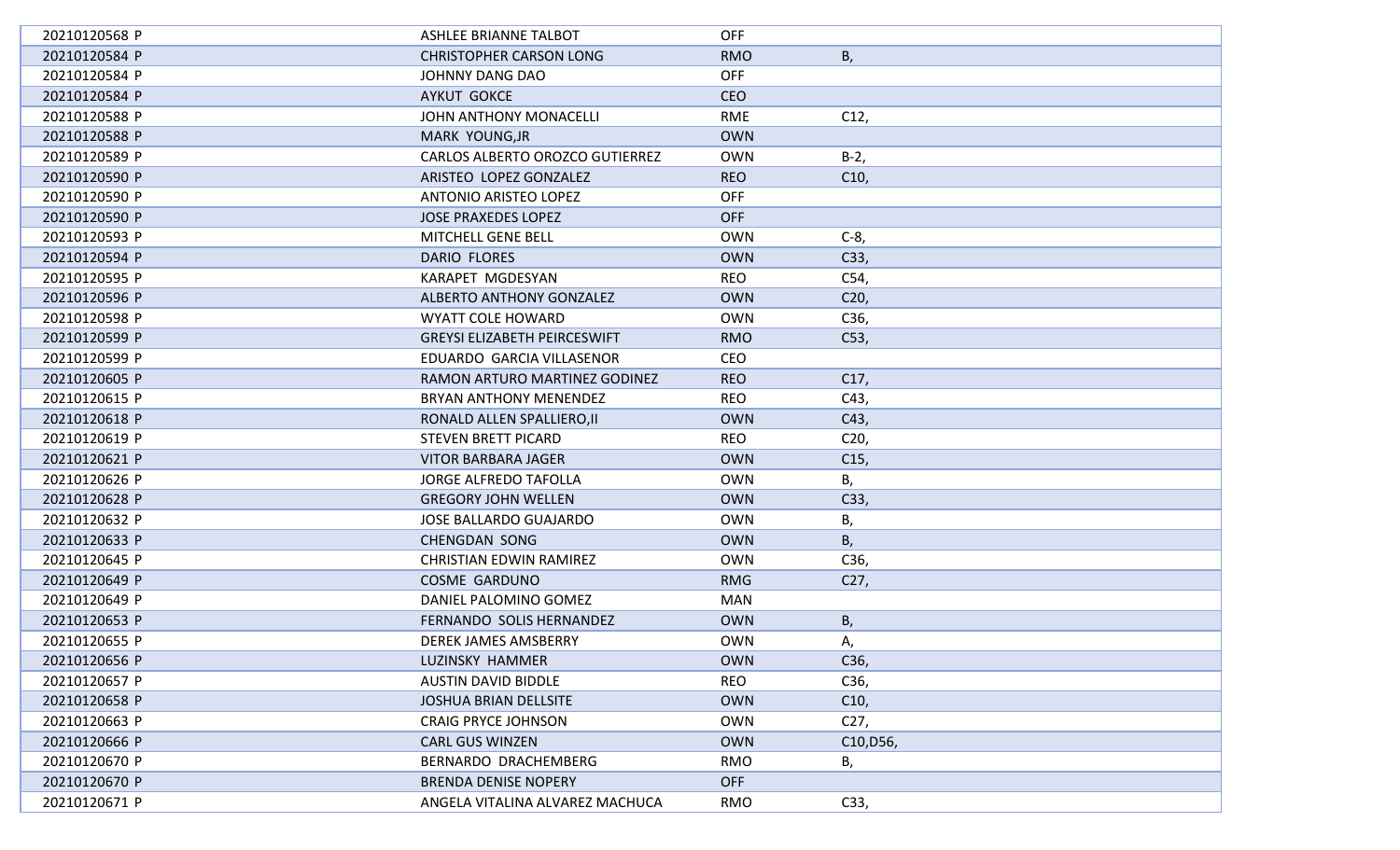| | | | |
|---|---|---|---|
| 20210120568 P | ASHLEE BRIANNE TALBOT | OFF | |
| 20210120584 P | CHRISTOPHER CARSON LONG | RMO | B, |
| 20210120584 P | JOHNNY DANG DAO | OFF | |
| 20210120584 P | AYKUT GOKCE | CEO | |
| 20210120588 P | JOHN ANTHONY MONACELLI | RME | C12, |
| 20210120588 P | MARK YOUNG,JR | OWN | |
| 20210120589 P | CARLOS ALBERTO OROZCO GUTIERREZ | OWN | B-2, |
| 20210120590 P | ARISTEO LOPEZ GONZALEZ | REO | C10, |
| 20210120590 P | ANTONIO ARISTEO LOPEZ | OFF | |
| 20210120590 P | JOSE PRAXEDES LOPEZ | OFF | |
| 20210120593 P | MITCHELL GENE BELL | OWN | C-8, |
| 20210120594 P | DARIO FLORES | OWN | C33, |
| 20210120595 P | KARAPET MGDESYAN | REO | C54, |
| 20210120596 P | ALBERTO ANTHONY GONZALEZ | OWN | C20, |
| 20210120598 P | WYATT COLE HOWARD | OWN | C36, |
| 20210120599 P | GREYSI ELIZABETH PEIRCESWIFT | RMO | C53, |
| 20210120599 P | EDUARDO GARCIA VILLASENOR | CEO | |
| 20210120605 P | RAMON ARTURO MARTINEZ GODINEZ | REO | C17, |
| 20210120615 P | BRYAN ANTHONY MENENDEZ | REO | C43, |
| 20210120618 P | RONALD ALLEN SPALLIERO,II | OWN | C43, |
| 20210120619 P | STEVEN BRETT PICARD | REO | C20, |
| 20210120621 P | VITOR BARBARA JAGER | OWN | C15, |
| 20210120626 P | JORGE ALFREDO TAFOLLA | OWN | B, |
| 20210120628 P | GREGORY JOHN WELLEN | OWN | C33, |
| 20210120632 P | JOSE BALLARDO GUAJARDO | OWN | B, |
| 20210120633 P | CHENGDAN SONG | OWN | B, |
| 20210120645 P | CHRISTIAN EDWIN RAMIREZ | OWN | C36, |
| 20210120649 P | COSME GARDUNO | RMG | C27, |
| 20210120649 P | DANIEL PALOMINO GOMEZ | MAN | |
| 20210120653 P | FERNANDO SOLIS HERNANDEZ | OWN | B, |
| 20210120655 P | DEREK JAMES AMSBERRY | OWN | A, |
| 20210120656 P | LUZINSKY HAMMER | OWN | C36, |
| 20210120657 P | AUSTIN DAVID BIDDLE | REO | C36, |
| 20210120658 P | JOSHUA BRIAN DELLSITE | OWN | C10, |
| 20210120663 P | CRAIG PRYCE JOHNSON | OWN | C27, |
| 20210120666 P | CARL GUS WINZEN | OWN | C10,D56, |
| 20210120670 P | BERNARDO DRACHEMBERG | RMO | B, |
| 20210120670 P | BRENDA DENISE NOPERY | OFF | |
| 20210120671 P | ANGELA VITALINA ALVAREZ MACHUCA | RMO | C33, |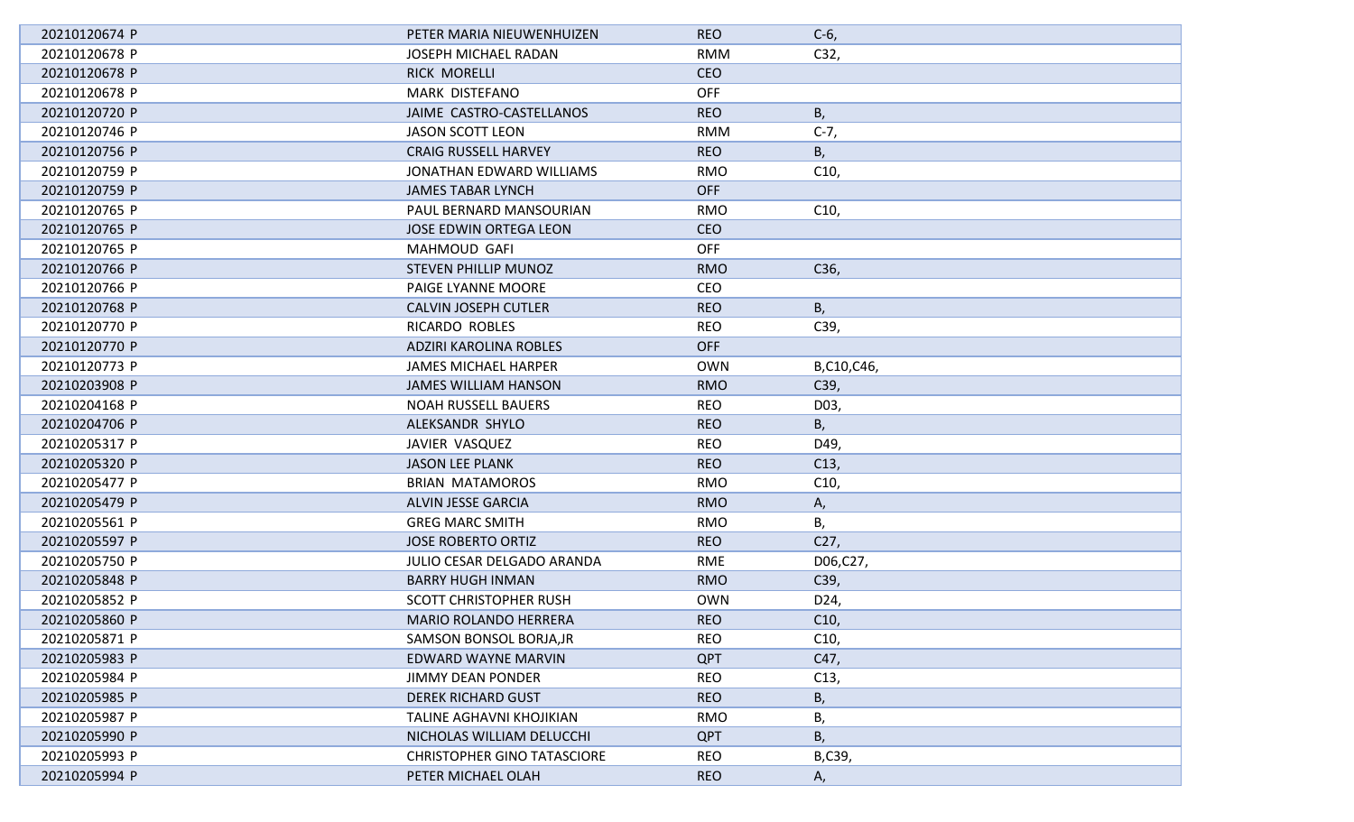| | | | |
|---|---|---|---|
| 20210120674 P | PETER MARIA NIEUWENHUIZEN | REO | C-6, |
| 20210120678 P | JOSEPH MICHAEL RADAN | RMM | C32, |
| 20210120678 P | RICK MORELLI | CEO | |
| 20210120678 P | MARK DISTEFANO | OFF | |
| 20210120720 P | JAIME CASTRO-CASTELLANOS | REO | B, |
| 20210120746 P | JASON SCOTT LEON | RMM | C-7, |
| 20210120756 P | CRAIG RUSSELL HARVEY | REO | B, |
| 20210120759 P | JONATHAN EDWARD WILLIAMS | RMO | C10, |
| 20210120759 P | JAMES TABAR LYNCH | OFF | |
| 20210120765 P | PAUL BERNARD MANSOURIAN | RMO | C10, |
| 20210120765 P | JOSE EDWIN ORTEGA LEON | CEO | |
| 20210120765 P | MAHMOUD GAFI | OFF | |
| 20210120766 P | STEVEN PHILLIP MUNOZ | RMO | C36, |
| 20210120766 P | PAIGE LYANNE MOORE | CEO | |
| 20210120768 P | CALVIN JOSEPH CUTLER | REO | B, |
| 20210120770 P | RICARDO ROBLES | REO | C39, |
| 20210120770 P | ADZIRI KAROLINA ROBLES | OFF | |
| 20210120773 P | JAMES MICHAEL HARPER | OWN | B,C10,C46, |
| 20210203908 P | JAMES WILLIAM HANSON | RMO | C39, |
| 20210204168 P | NOAH RUSSELL BAUERS | REO | D03, |
| 20210204706 P | ALEKSANDR SHYLO | REO | B, |
| 20210205317 P | JAVIER VASQUEZ | REO | D49, |
| 20210205320 P | JASON LEE PLANK | REO | C13, |
| 20210205477 P | BRIAN MATAMOROS | RMO | C10, |
| 20210205479 P | ALVIN JESSE GARCIA | RMO | A, |
| 20210205561 P | GREG MARC SMITH | RMO | B, |
| 20210205597 P | JOSE ROBERTO ORTIZ | REO | C27, |
| 20210205750 P | JULIO CESAR DELGADO ARANDA | RME | D06,C27, |
| 20210205848 P | BARRY HUGH INMAN | RMO | C39, |
| 20210205852 P | SCOTT CHRISTOPHER RUSH | OWN | D24, |
| 20210205860 P | MARIO ROLANDO HERRERA | REO | C10, |
| 20210205871 P | SAMSON BONSOL BORJA,JR | REO | C10, |
| 20210205983 P | EDWARD WAYNE MARVIN | QPT | C47, |
| 20210205984 P | JIMMY DEAN PONDER | REO | C13, |
| 20210205985 P | DEREK RICHARD GUST | REO | B, |
| 20210205987 P | TALINE AGHAVNI KHOJIKIAN | RMO | B, |
| 20210205990 P | NICHOLAS WILLIAM DELUCCHI | QPT | B, |
| 20210205993 P | CHRISTOPHER GINO TATASCIORE | REO | B,C39, |
| 20210205994 P | PETER MICHAEL OLAH | REO | A, |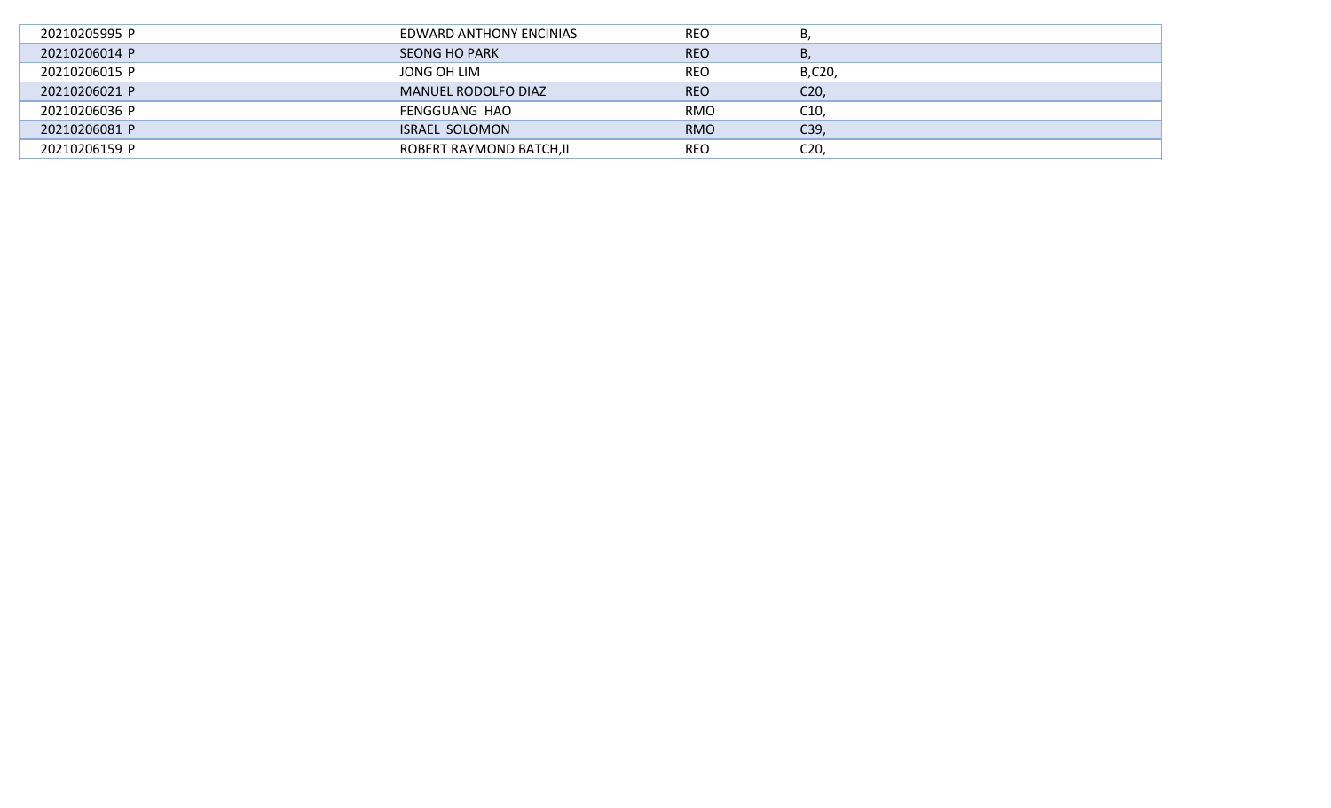| | | | |
|---|---|---|---|
| 20210205995 P | EDWARD ANTHONY ENCINIAS | REO | B, |
| 20210206014 P | SEONG HO PARK | REO | B, |
| 20210206015 P | JONG OH LIM | REO | B,C20, |
| 20210206021 P | MANUEL RODOLFO DIAZ | REO | C20, |
| 20210206036 P | FENGGUANG HAO | RMO | C10, |
| 20210206081 P | ISRAEL SOLOMON | RMO | C39, |
| 20210206159 P | ROBERT RAYMOND BATCH,II | REO | C20, |